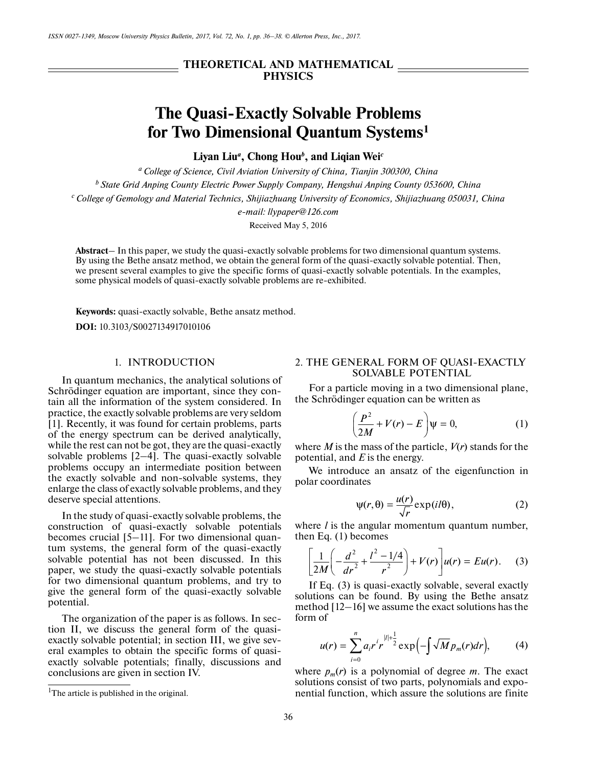THEORETICAL AND MATHEMATICAL PHYSICS

# The Quasi-Exactly Solvable Problems for Two Dimensional Quantum Systems[1]

**Liyan Liu[a], Chong Hou[b], and Liqian Wei[c]**

[a] *College of Science, Civil Aviation University of China, Tianjin 300300, China*

[b] *State Grid Anping County Electric Power Supply Company, Hengshui Anping County 053600, China*

[c] *College of Gemology and Material Technics, Shijiazhuang University of Economics, Shijiazhuang 050031, China*

*e-mail: llypaper@126.com*

Received May 5, 2016

**Abstract**— In this paper, we study the quasi-exactly solvable problems for two dimensional quantum systems. By using the Bethe ansatz method, we obtain the general form of the quasi-exactly solvable potential. Then, we present several examples to give the specific forms of quasi-exactly solvable potentials. In the examples, some physical models of quasi-exactly solvable problems are re-exhibited.

**Keywords:** quasi-exactly solvable, Bethe ansatz method.

**DOI:** 10.3103/S0027134917010106

## 1. INTRODUCTION

In quantum mechanics, the analytical solutions of Schrödinger equation are important, since they contain all the information of the system considered. In practice, the exactly solvable problems are very seldom [1]. Recently, it was found for certain problems, parts of the energy spectrum can be derived analytically, while the rest can not be got, they are the quasi-exactly solvable problems [2–4]. The quasi-exactly solvable problems occupy an intermediate position between the exactly solvable and non-solvable systems, they enlarge the class of exactly solvable problems, and they deserve special attentions.

In the study of quasi-exactly solvable problems, the construction of quasi-exactly solvable potentials becomes crucial [5–11]. For two dimensional quantum systems, the general form of the quasi-exactly solvable potential has not been discussed. In this paper, we study the quasi-exactly solvable potentials for two dimensional quantum problems, and try to give the general form of the quasi-exactly solvable potential.

The organization of the paper is as follows. In section II, we discuss the general form of the quasi-exactly solvable potential; in section III, we give several examples to obtain the specific forms of quasi-exactly solvable potentials; finally, discussions and conclusions are given in section IV.

## 2. THE GENERAL FORM OF QUASI-EXACTLY SOLVABLE POTENTIAL

For a particle moving in a two dimensional plane, the Schrödinger equation can be written as

$$\left(\frac{P^2}{2M} + V(r) - E\right)\psi = 0, \tag{1}$$

where $M$ is the mass of the particle, $V(r)$ stands for the potential, and $E$ is the energy.

We introduce an ansatz of the eigenfunction in polar coordinates

$$\psi(r,\theta) = \frac{u(r)}{\sqrt{r}}\exp(il\theta), \tag{2}$$

where $l$ is the angular momentum quantum number, then Eq. (1) becomes

$$\left[\frac{1}{2M}\left(-\frac{d^2}{dr^2} + \frac{l^2 - 1/4}{r^2}\right) + V(r)\right]u(r) = Eu(r). \tag{3}$$

If Eq. (3) is quasi-exactly solvable, several exactly solutions can be found. By using the Bethe ansatz method [12–16] we assume the exact solutions has the form of

$$u(r) = \sum_{i=0}^{n} a_i r^i r^{|l|+\frac{1}{2}} \exp\left(-\int \sqrt{M}\, p_m(r) dr\right), \tag{4}$$

where $p_m(r)$ is a polynomial of degree $m$. The exact solutions consist of two parts, polynomials and exponential function, which assure the solutions are finite

[1]The article is published in the original.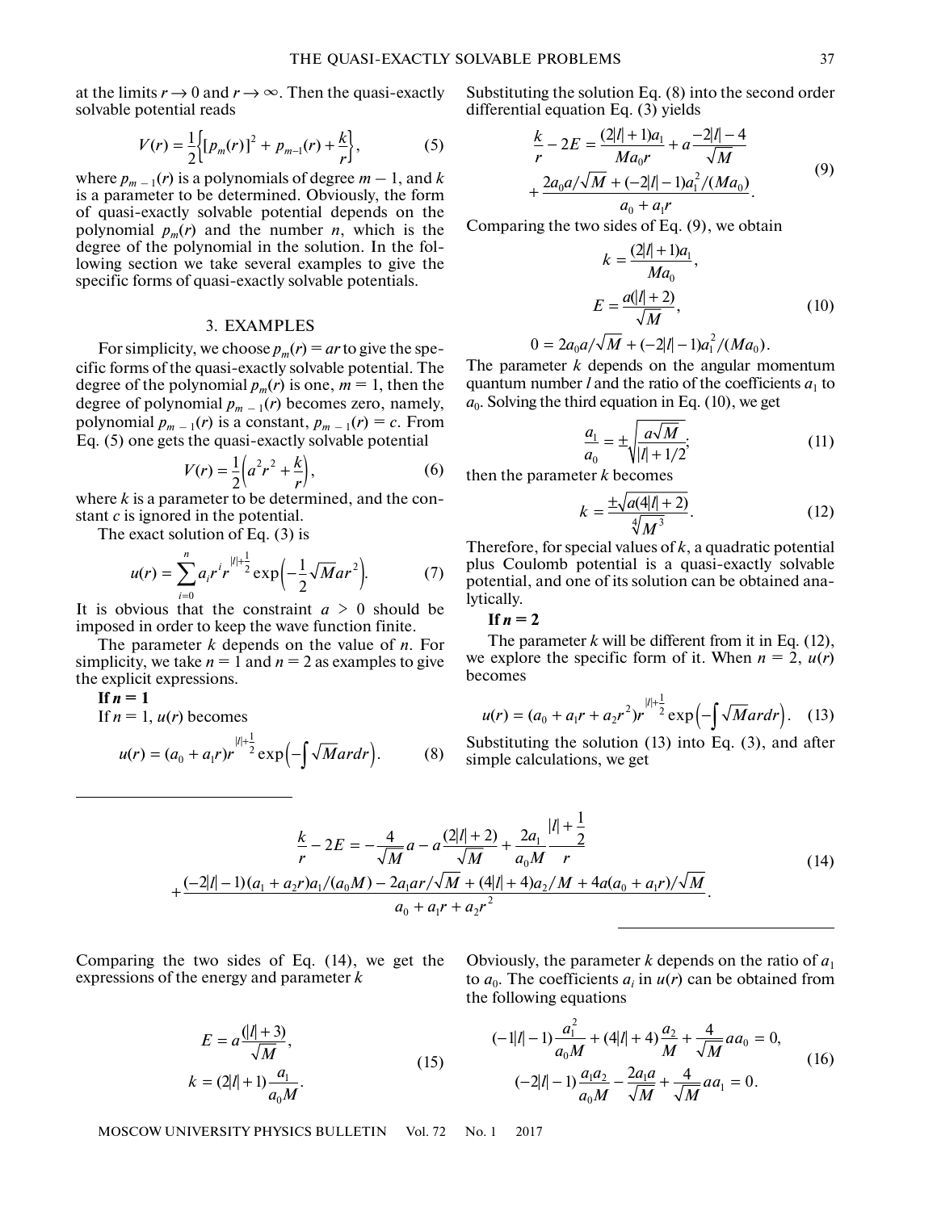at the limits $r \to 0$ and $r \to \infty$. Then the quasi-exactly solvable potential reads

$$V(r) = \frac{1}{2}\left\{[p_m(r)]^2 + p_{m-1}(r) + \frac{k}{r}\right\}, \tag{5}$$

where $p_{m-1}(r)$ is a polynomials of degree $m - 1$, and $k$ is a parameter to be determined. Obviously, the form of quasi-exactly solvable potential depends on the polynomial $p_m(r)$ and the number $n$, which is the degree of the polynomial in the solution. In the following section we take several examples to give the specific forms of quasi-exactly solvable potentials.

## 3. EXAMPLES

For simplicity, we choose $p_m(r) = ar$ to give the specific forms of the quasi-exactly solvable potential. The degree of the polynomial $p_m(r)$ is one, $m = 1$, then the degree of polynomial $p_{m-1}(r)$ becomes zero, namely, polynomial $p_{m-1}(r)$ is a constant, $p_{m-1}(r) = c$. From Eq. (5) one gets the quasi-exactly solvable potential

$$V(r) = \frac{1}{2}\left(a^2r^2 + \frac{k}{r}\right), \tag{6}$$

where $k$ is a parameter to be determined, and the constant $c$ is ignored in the potential.

The exact solution of Eq. (3) is

$$u(r) = \sum_{i=0}^{n} a_i r^i r^{|l|+\frac{1}{2}} \exp\left(-\frac{1}{2}\sqrt{M}ar^2\right). \tag{7}$$

It is obvious that the constraint $a > 0$ should be imposed in order to keep the wave function finite.

The parameter $k$ depends on the value of $n$. For simplicity, we take $n = 1$ and $n = 2$ as examples to give the explicit expressions.

**If $n = 1$**

If $n = 1$, $u(r)$ becomes

$$u(r) = (a_0 + a_1 r)r^{|l|+\frac{1}{2}} \exp\left(-\int \sqrt{M}ardr\right). \tag{8}$$

Substituting the solution Eq. (8) into the second order differential equation Eq. (3) yields

$$\frac{k}{r} - 2E = \frac{(2|l|+1)a_1}{Ma_0 r} + a\frac{-2|l|-4}{\sqrt{M}} + \frac{2a_0 a/\sqrt{M} + (-2|l|-1)a_1^2/(Ma_0)}{a_0 + a_1 r}. \tag{9}$$

Comparing the two sides of Eq. (9), we obtain

$$k = \frac{(2|l|+1)a_1}{Ma_0},$$
$$E = \frac{a(|l|+2)}{\sqrt{M}}, \tag{10}$$
$$0 = 2a_0 a/\sqrt{M} + (-2|l|-1)a_1^2/(Ma_0).$$

The parameter $k$ depends on the angular momentum quantum number $l$ and the ratio of the coefficients $a_1$ to $a_0$. Solving the third equation in Eq. (10), we get

$$\frac{a_1}{a_0} = \pm\sqrt{\frac{a\sqrt{M}}{|l|+1/2}}; \tag{11}$$

then the parameter $k$ becomes

$$k = \frac{\pm\sqrt{a(4|l|+2)}}{\sqrt[4]{M^3}}. \tag{12}$$

Therefore, for special values of $k$, a quadratic potential plus Coulomb potential is a quasi-exactly solvable potential, and one of its solution can be obtained analytically.

**If $n = 2$**

The parameter $k$ will be different from it in Eq. (12), we explore the specific form of it. When $n = 2$, $u(r)$ becomes

$$u(r) = (a_0 + a_1 r + a_2 r^2)r^{|l|+\frac{1}{2}} \exp\left(-\int \sqrt{M}ardr\right). \tag{13}$$

Substituting the solution (13) into Eq. (3), and after simple calculations, we get

$$\frac{k}{r} - 2E = -\frac{4}{\sqrt{M}}a - a\frac{(2|l|+2)}{\sqrt{M}} + \frac{2a_1}{a_0 M}\frac{|l|+\frac{1}{2}}{r}$$
$$+\frac{(-2|l|-1)(a_1+a_2 r)a_1/(a_0 M) - 2a_1 ar/\sqrt{M} + (4|l|+4)a_2/M + 4a(a_0+a_1 r)/\sqrt{M}}{a_0 + a_1 r + a_2 r^2}. \tag{14}$$

Comparing the two sides of Eq. (14), we get the expressions of the energy and parameter $k$

$$E = a\frac{(|l|+3)}{\sqrt{M}},$$
$$k = (2|l|+1)\frac{a_1}{a_0 M}. \tag{15}$$

Obviously, the parameter $k$ depends on the ratio of $a_1$ to $a_0$. The coefficients $a_i$ in $u(r)$ can be obtained from the following equations

$$(-1|l|-1)\frac{a_1^2}{a_0 M} + (4|l|+4)\frac{a_2}{M} + \frac{4}{\sqrt{M}}aa_0 = 0,$$
$$(-2|l|-1)\frac{a_1 a_2}{a_0 M} - \frac{2a_1 a}{\sqrt{M}} + \frac{4}{\sqrt{M}}aa_1 = 0. \tag{16}$$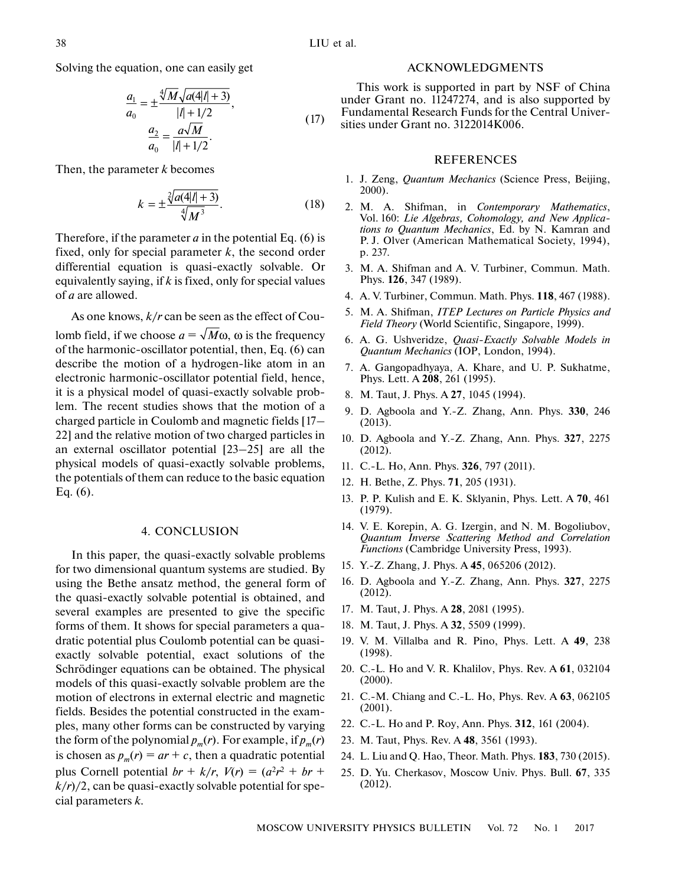Solving the equation, one can easily get

$$\frac{a_1}{a_0} = \pm\frac{\sqrt[4]{M}\sqrt{a(4|l|+3)}}{|l|+1/2},$$
$$\frac{a_2}{a_0} = \frac{a\sqrt{M}}{|l|+1/2}. \tag{17}$$

Then, the parameter $k$ becomes

$$k = \pm\frac{\sqrt[2]{a(4|l|+3)}}{\sqrt[4]{M^3}}. \tag{18}$$

Therefore, if the parameter $a$ in the potential Eq. (6) is fixed, only for special parameter $k$, the second order differential equation is quasi-exactly solvable. Or equivalently saying, if $k$ is fixed, only for special values of $a$ are allowed.

As one knows, $k/r$ can be seen as the effect of Coulomb field, if we choose $a = \sqrt{M}\omega$, $\omega$ is the frequency of the harmonic-oscillator potential, then, Eq. (6) can describe the motion of a hydrogen-like atom in an electronic harmonic-oscillator potential field, hence, it is a physical model of quasi-exactly solvable problem. The recent studies shows that the motion of a charged particle in Coulomb and magnetic fields [17–22] and the relative motion of two charged particles in an external oscillator potential [23–25] are all the physical models of quasi-exactly solvable problems, the potentials of them can reduce to the basic equation Eq. (6).

## 4. CONCLUSION

In this paper, the quasi-exactly solvable problems for two dimensional quantum systems are studied. By using the Bethe ansatz method, the general form of the quasi-exactly solvable potential is obtained, and several examples are presented to give the specific forms of them. It shows for special parameters a quadratic potential plus Coulomb potential can be quasi-exactly solvable potential, exact solutions of the Schrödinger equations can be obtained. The physical models of this quasi-exactly solvable problem are the motion of electrons in external electric and magnetic fields. Besides the potential constructed in the examples, many other forms can be constructed by varying the form of the polynomial $p_m(r)$. For example, if $p_m(r)$ is chosen as $p_m(r) = ar + c$, then a quadratic potential plus Cornell potential $br + k/r$, $V(r) = (a^2r^2 + br + k/r)/2$, can be quasi-exactly solvable potential for special parameters $k$.

## ACKNOWLEDGMENTS

This work is supported in part by NSF of China under Grant no. 11247274, and is also supported by Fundamental Research Funds for the Central Universities under Grant no. 3122014K006.

## REFERENCES

1. J. Zeng, *Quantum Mechanics* (Science Press, Beijing, 2000).
2. M. A. Shifman, in *Contemporary Mathematics*, Vol. 160: *Lie Algebras, Cohomology, and New Applications to Quantum Mechanics*, Ed. by N. Kamran and P. J. Olver (American Mathematical Society, 1994), p. 237.
3. M. A. Shifman and A. V. Turbiner, Commun. Math. Phys. **126**, 347 (1989).
4. A. V. Turbiner, Commun. Math. Phys. **118**, 467 (1988).
5. M. A. Shifman, *ITEP Lectures on Particle Physics and Field Theory* (World Scientific, Singapore, 1999).
6. A. G. Ushveridze, *Quasi-Exactly Solvable Models in Quantum Mechanics* (IOP, London, 1994).
7. A. Gangopadhyaya, A. Khare, and U. P. Sukhatme, Phys. Lett. A **208**, 261 (1995).
8. M. Taut, J. Phys. A **27**, 1045 (1994).
9. D. Agboola and Y.-Z. Zhang, Ann. Phys. **330**, 246 (2013).
10. D. Agboola and Y.-Z. Zhang, Ann. Phys. **327**, 2275 (2012).
11. C.-L. Ho, Ann. Phys. **326**, 797 (2011).
12. H. Bethe, Z. Phys. **71**, 205 (1931).
13. P. P. Kulish and E. K. Sklyanin, Phys. Lett. A **70**, 461 (1979).
14. V. E. Korepin, A. G. Izergin, and N. M. Bogoliubov, *Quantum Inverse Scattering Method and Correlation Functions* (Cambridge University Press, 1993).
15. Y.-Z. Zhang, J. Phys. A **45**, 065206 (2012).
16. D. Agboola and Y.-Z. Zhang, Ann. Phys. **327**, 2275 (2012).
17. M. Taut, J. Phys. A **28**, 2081 (1995).
18. M. Taut, J. Phys. A **32**, 5509 (1999).
19. V. M. Villalba and R. Pino, Phys. Lett. A **49**, 238 (1998).
20. C.-L. Ho and V. R. Khalilov, Phys. Rev. A **61**, 032104 (2000).
21. C.-M. Chiang and C.-L. Ho, Phys. Rev. A **63**, 062105 (2001).
22. C.-L. Ho and P. Roy, Ann. Phys. **312**, 161 (2004).
23. M. Taut, Phys. Rev. A **48**, 3561 (1993).
24. L. Liu and Q. Hao, Theor. Math. Phys. **183**, 730 (2015).
25. D. Yu. Cherkasov, Moscow Univ. Phys. Bull. **67**, 335 (2012).